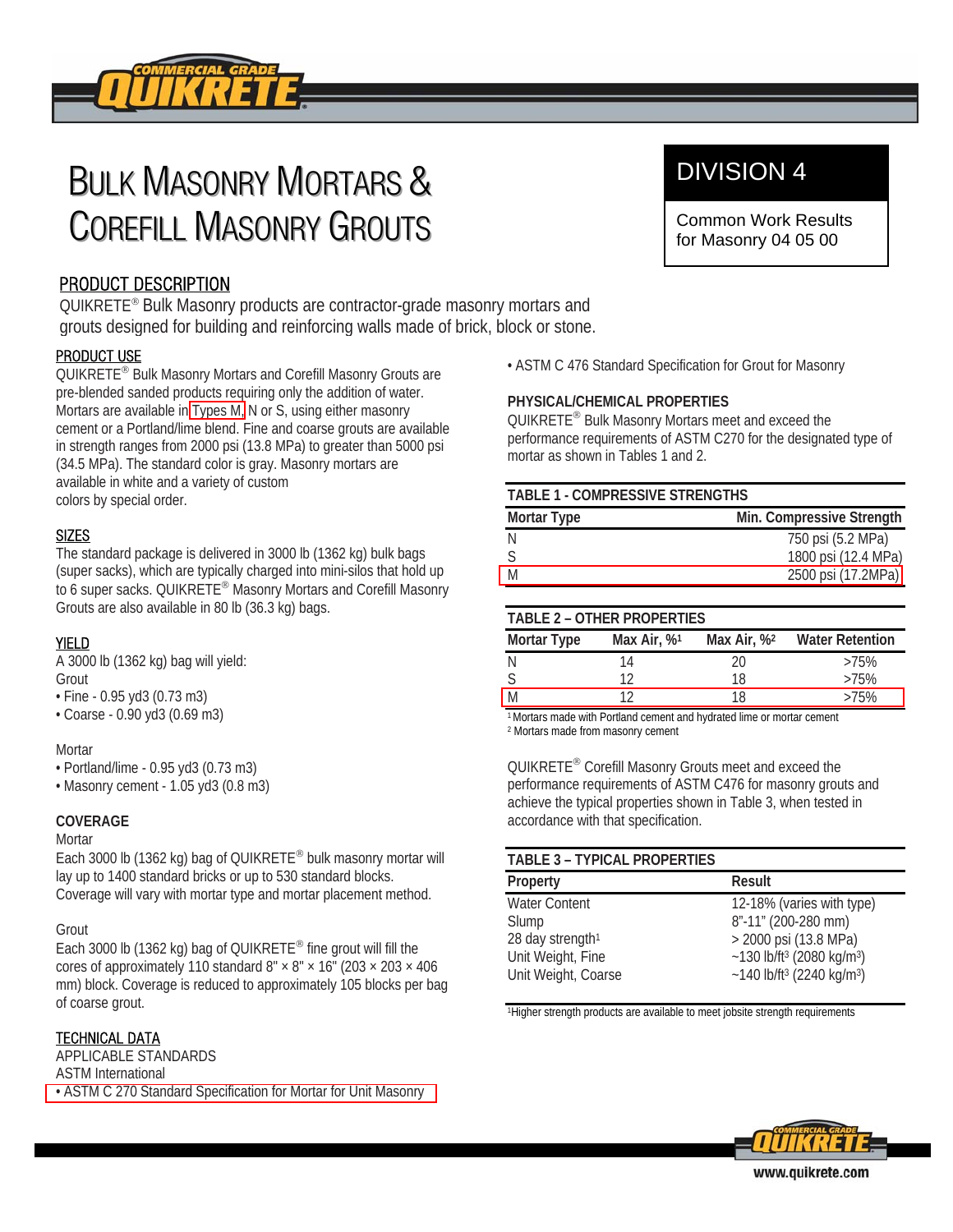# BULK MASONRY MORTARS & COREFILL MASONRY GROUTS

**DIVISION 4**

Common Work Results for Masonry 04 05 00

## PRODUCT DESCRIPTION

QUIKRETE® Bulk Masonry products are contractor-grade masonry mortars and grouts designed for building and reinforcing walls made of brick, block or stone.

### PRODUCT USE

QUIKRETE® Bulk Masonry Mortars and Corefill Masonry Grouts are pre-blended sanded products requiring only the addition of water. Mortars are available in Types M, N or S, using either masonry cement or a Portland/lime blend. Fine and coarse grouts are available in strength ranges from 2000 psi (13.8 MPa) to greater than 5000 psi (34.5 MPa). The standard color is gray. Masonry mortars are available in white and a variety of custom colors by special order.

### SIZES

The standard package is delivered in 3000 lb (1362 kg) bulk bags (super sacks), which are typically charged into mini-silos that hold up to 6 super sacks. QUIKRETE® Masonry Mortars and Corefill Masonry Grouts are also available in 80 lb (36.3 kg) bags.

### YIELD

A 3000 lb (1362 kg) bag will yield:

Grout
- Fine - 0.95 yd3 (0.73 m3)
- Coarse - 0.90 yd3 (0.69 m3)

Mortar
- Portland/lime - 0.95 yd3 (0.73 m3)
- Masonry cement - 1.05 yd3 (0.8 m3)

### COVERAGE

Mortar

Each 3000 lb (1362 kg) bag of QUIKRETE® bulk masonry mortar will lay up to 1400 standard bricks or up to 530 standard blocks. Coverage will vary with mortar type and mortar placement method.

Grout

Each 3000 lb (1362 kg) bag of QUIKRETE® fine grout will fill the cores of approximately 110 standard 8" × 8" × 16" (203 × 203 × 406 mm) block. Coverage is reduced to approximately 105 blocks per bag of coarse grout.

### TECHNICAL DATA

APPLICABLE STANDARDS

ASTM International
- ASTM C 270 Standard Specification for Mortar for Unit Masonry
- ASTM C 476 Standard Specification for Grout for Masonry

### PHYSICAL/CHEMICAL PROPERTIES

QUIKRETE® Bulk Masonry Mortars meet and exceed the performance requirements of ASTM C270 for the designated type of mortar as shown in Tables 1 and 2.

**TABLE 1 - COMPRESSIVE STRENGTHS**

| Mortar Type | Min. Compressive Strength |
|---|---|
| N | 750 psi (5.2 MPa) |
| S | 1800 psi (12.4 MPa) |
| M | 2500 psi (17.2MPa) |

**TABLE 2 – OTHER PROPERTIES**

| Mortar Type | Max Air, %[1] | Max Air, %[2] | Water Retention |
|---|---|---|---|
| N | 14 | 20 | >75% |
| S | 12 | 18 | >75% |
| M | 12 | 18 | >75% |

[1] Mortars made with Portland cement and hydrated lime or mortar cement
[2] Mortars made from masonry cement

QUIKRETE® Corefill Masonry Grouts meet and exceed the performance requirements of ASTM C476 for masonry grouts and achieve the typical properties shown in Table 3, when tested in accordance with that specification.

**TABLE 3 – TYPICAL PROPERTIES**

| Property | Result |
|---|---|
| Water Content | 12-18% (varies with type) |
| Slump | 8"-11" (200-280 mm) |
| 28 day strength[1] | > 2000 psi (13.8 MPa) |
| Unit Weight, Fine | ~130 lb/ft³ (2080 kg/m³) |
| Unit Weight, Coarse | ~140 lb/ft³ (2240 kg/m³) |

[1]Higher strength products are available to meet jobsite strength requirements

www.quikrete.com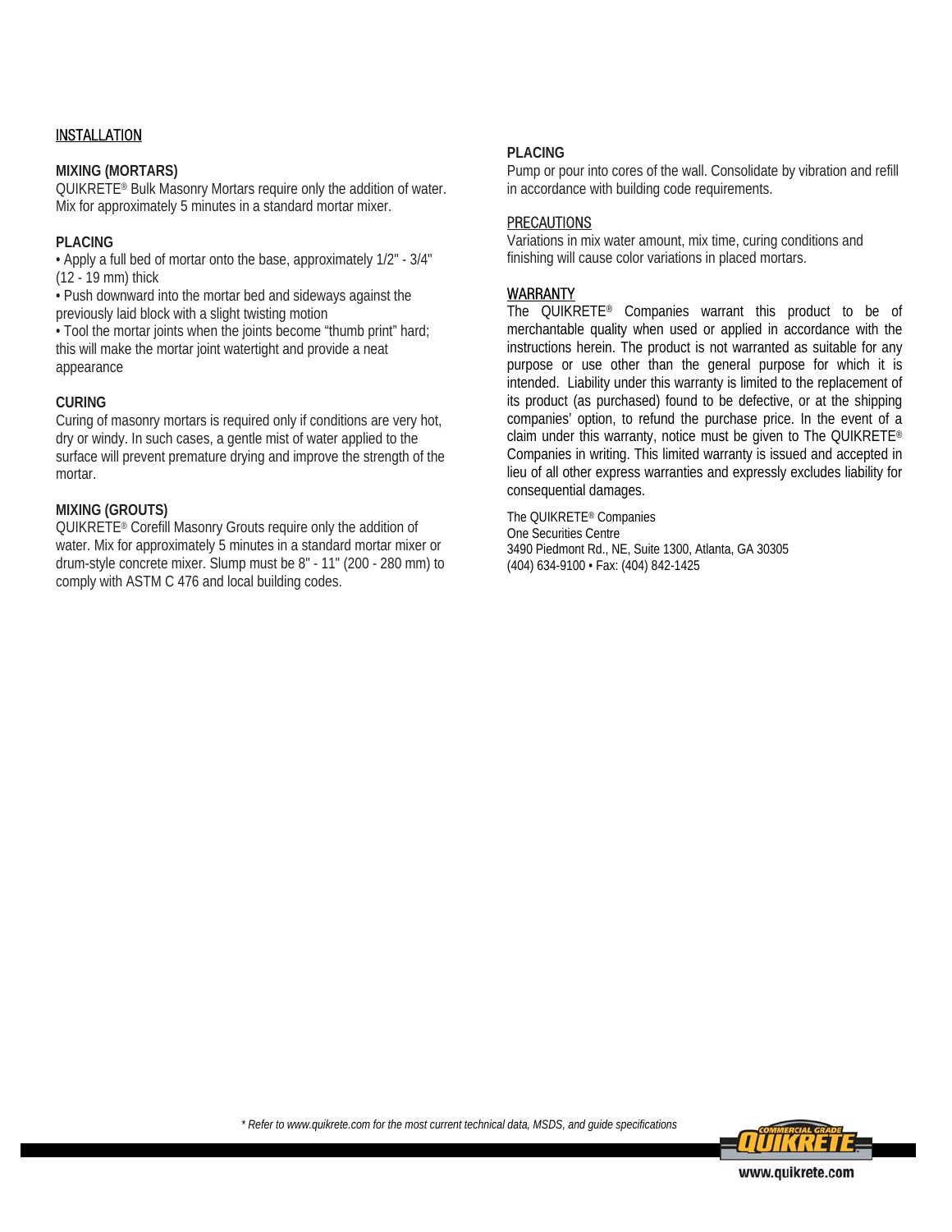## INSTALLATION

### MIXING (MORTARS)

QUIKRETE® Bulk Masonry Mortars require only the addition of water. Mix for approximately 5 minutes in a standard mortar mixer.

### PLACING

- Apply a full bed of mortar onto the base, approximately 1/2" - 3/4" (12 - 19 mm) thick
- Push downward into the mortar bed and sideways against the previously laid block with a slight twisting motion
- Tool the mortar joints when the joints become "thumb print" hard; this will make the mortar joint watertight and provide a neat appearance

### CURING

Curing of masonry mortars is required only if conditions are very hot, dry or windy. In such cases, a gentle mist of water applied to the surface will prevent premature drying and improve the strength of the mortar.

### MIXING (GROUTS)

QUIKRETE® Corefill Masonry Grouts require only the addition of water. Mix for approximately 5 minutes in a standard mortar mixer or drum-style concrete mixer. Slump must be 8" - 11" (200 - 280 mm) to comply with ASTM C 476 and local building codes.

### PLACING

Pump or pour into cores of the wall. Consolidate by vibration and refill in accordance with building code requirements.

## PRECAUTIONS

Variations in mix water amount, mix time, curing conditions and finishing will cause color variations in placed mortars.

## WARRANTY

The QUIKRETE® Companies warrant this product to be of merchantable quality when used or applied in accordance with the instructions herein. The product is not warranted as suitable for any purpose or use other than the general purpose for which it is intended. Liability under this warranty is limited to the replacement of its product (as purchased) found to be defective, or at the shipping companies' option, to refund the purchase price. In the event of a claim under this warranty, notice must be given to The QUIKRETE® Companies in writing. This limited warranty is issued and accepted in lieu of all other express warranties and expressly excludes liability for consequential damages.

The QUIKRETE® Companies
One Securities Centre
3490 Piedmont Rd., NE, Suite 1300, Atlanta, GA 30305
(404) 634-9100 • Fax: (404) 842-1425

*\* Refer to www.quikrete.com for the most current technical data, MSDS, and guide specifications*

www.quikrete.com